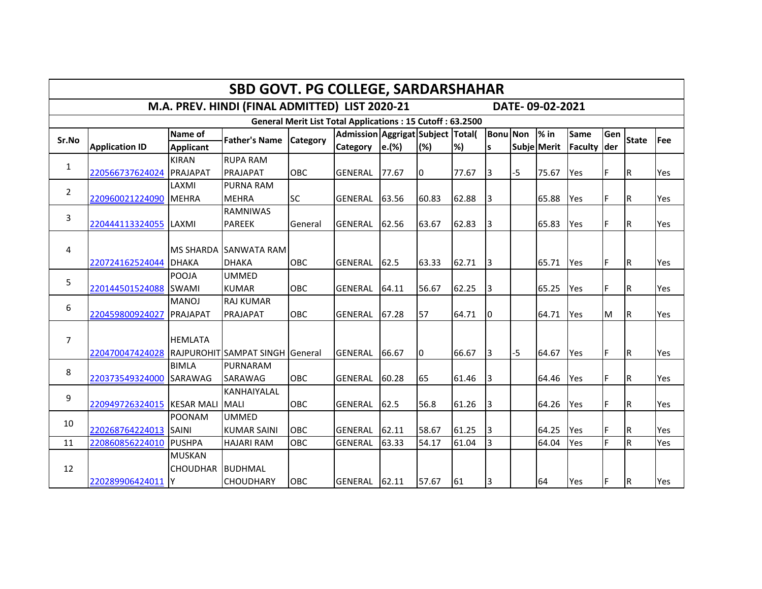# SBD GOVT. PG COLLEGE, SARDARSHAHAR

## M.A. PREV. HINDI (FINAL ADMITTED) LIST 2020-21 DATE- 09-02-2021

**General Merit List Total Applications : 15 Cutoff : 63.2500**

| Sr.No | Application ID | Name of Applicant | Father's Name | Category | Admission Category | Aggrigate.(%) | Subject (%) | Total(%) | Bonus | Non Subje | % in Merit | Same Faculty | Gender | State | Fee |
|---|---|---|---|---|---|---|---|---|---|---|---|---|---|---|---|
| 1 | 220566737624024 | KIRAN PRAJAPAT | RUPA RAM PRAJAPAT | OBC | GENERAL | 77.67 | 0 | 77.67 | 3 | -5 | 75.67 | Yes | F | R | Yes |
| 2 | 220960021224090 | LAXMI MEHRA | PURNA RAM MEHRA | SC | GENERAL | 63.56 | 60.83 | 62.88 | 3 | | 65.88 | Yes | F | R | Yes |
| 3 | 220444113324055 | LAXMI | RAMNIWAS PAREEK | General | GENERAL | 62.56 | 63.67 | 62.83 | 3 | | 65.83 | Yes | F | R | Yes |
| 4 | 220724162524044 | MS SHARDA DHAKA | SANWATA RAM DHAKA | OBC | GENERAL | 62.5 | 63.33 | 62.71 | 3 | | 65.71 | Yes | F | R | Yes |
| 5 | 220144501524088 | POOJA SWAMI | UMMED KUMAR | OBC | GENERAL | 64.11 | 56.67 | 62.25 | 3 | | 65.25 | Yes | F | R | Yes |
| 6 | 220459800924027 | MANOJ PRAJAPAT | RAJ KUMAR PRAJAPAT | OBC | GENERAL | 67.28 | 57 | 64.71 | 0 | | 64.71 | Yes | M | R | Yes |
| 7 | 220470047424028 | HEMLATA RAJPUROHIT | SAMPAT SINGH | General | GENERAL | 66.67 | 0 | 66.67 | 3 | -5 | 64.67 | Yes | F | R | Yes |
| 8 | 220373549324000 | BIMLA SARAWAG | PURNARAM SARAWAG | OBC | GENERAL | 60.28 | 65 | 61.46 | 3 | | 64.46 | Yes | F | R | Yes |
| 9 | 220949726324015 | KESAR MALI | KANHAIYALAL MALI | OBC | GENERAL | 62.5 | 56.8 | 61.26 | 3 | | 64.26 | Yes | F | R | Yes |
| 10 | 220268764224013 | POONAM SAINI | UMMED KUMAR SAINI | OBC | GENERAL | 62.11 | 58.67 | 61.25 | 3 | | 64.25 | Yes | F | R | Yes |
| 11 | 220860856224010 | PUSHPA | HAJARI RAM | OBC | GENERAL | 63.33 | 54.17 | 61.04 | 3 | | 64.04 | Yes | F | R | Yes |
| 12 | 220289906424011 | MUSKAN CHOUDHARY | BUDHMAL CHOUDHARY | OBC | GENERAL | 62.11 | 57.67 | 61 | 3 | | 64 | Yes | F | R | Yes |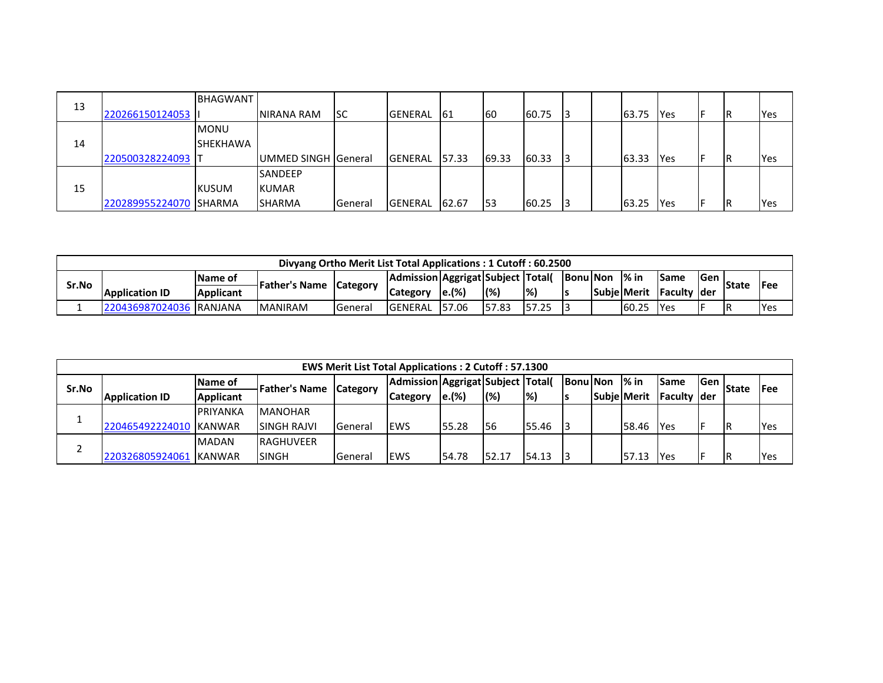| 13 | 220266150124053 | BHAGWANT I | NIRANA RAM | SC | GENERAL | 61 | 60 | 60.75 | 3 | | 63.75 | Yes | F | R | Yes |
|---|---|---|---|---|---|---|---|---|---|---|---|---|---|---|---|
| 14 | 220500328224093 | MONU SHEKHAWAT | UMMED SINGH | General | GENERAL | 57.33 | 69.33 | 60.33 | 3 | | 63.33 | Yes | F | R | Yes |
| 15 | 220289955224070 | KUSUM SHARMA | SANDEEP KUMAR SHARMA | General | GENERAL | 62.67 | 53 | 60.25 | 3 | | 63.25 | Yes | F | R | Yes |

**Divyang Ortho Merit List Total Applications : 1 Cutoff : 60.2500**

| Sr.No | Application ID | Name of Applicant | Father's Name | Category | Admission Category | Aggrigate.(%) | Subject (%) | Total(%) | Bonus | Non Subje | % in Merit | Same Faculty | Gender | State | Fee |
|---|---|---|---|---|---|---|---|---|---|---|---|---|---|---|---|
| 1 | 220436987024036 | RANJANA | MANIRAM | General | GENERAL | 57.06 | 57.83 | 57.25 | 3 | | 60.25 | Yes | F | R | Yes |

**EWS Merit List Total Applications : 2 Cutoff : 57.1300**

| Sr.No | Application ID | Name of Applicant | Father's Name | Category | Admission Category | Aggrigate.(%) | Subject (%) | Total(%) | Bonus | Non Subje | % in Merit | Same Faculty | Gender | State | Fee |
|---|---|---|---|---|---|---|---|---|---|---|---|---|---|---|---|
| 1 | 220465492224010 | PRIYANKA KANWAR | MANOHAR SINGH RAJVI | General | EWS | 55.28 | 56 | 55.46 | 3 | | 58.46 | Yes | F | R | Yes |
| 2 | 220326805924061 | MADAN KANWAR | RAGHUVEER SINGH | General | EWS | 54.78 | 52.17 | 54.13 | 3 | | 57.13 | Yes | F | R | Yes |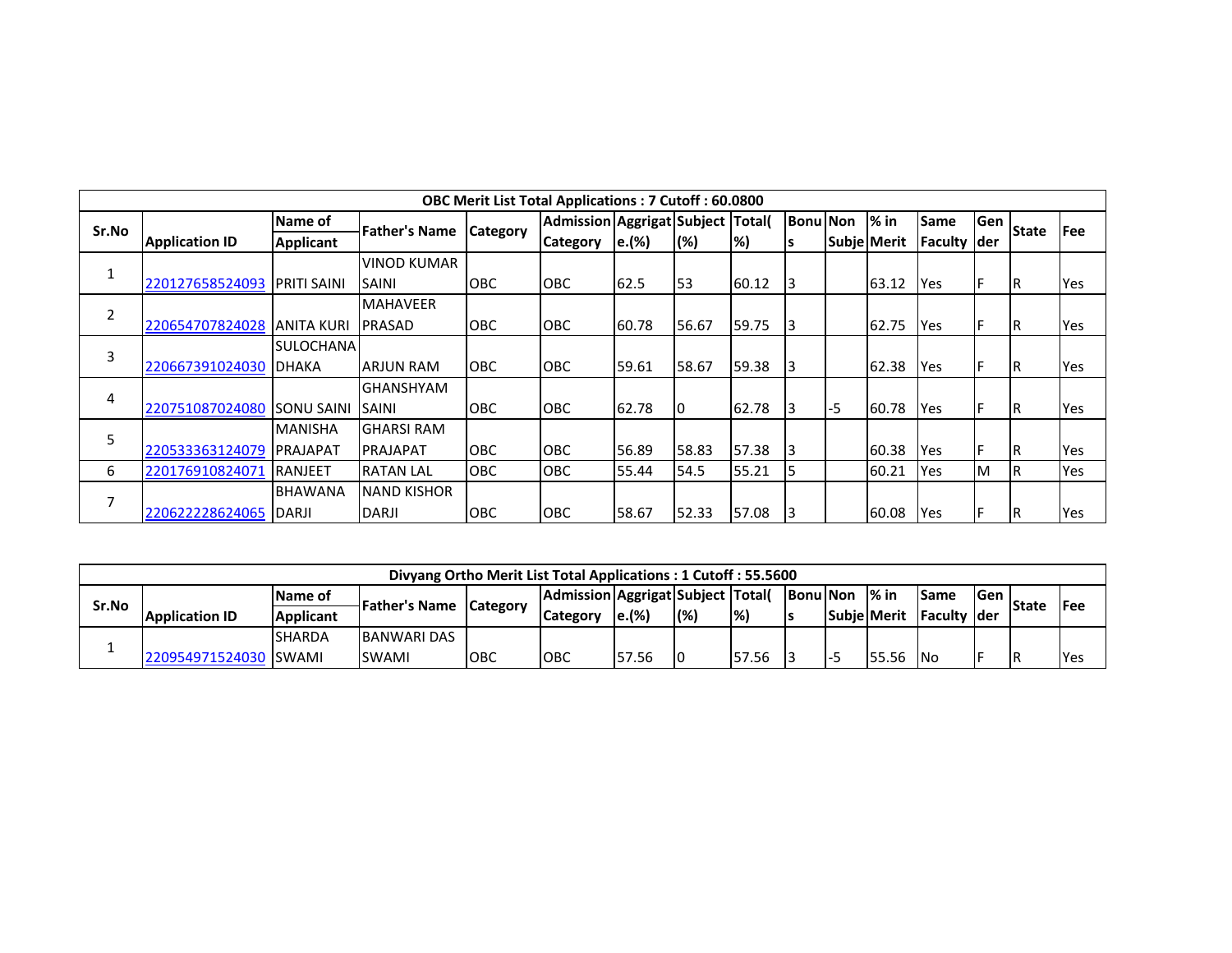| OBC Merit List Total Applications : 7 Cutoff : 60.0800 | | | | | | | | | | | | | | | | |
|---|---|---|---|---|---|---|---|---|---|---|---|---|---|---|---|---|
| Sr.No | Application ID | Name of Applicant | Father's Name | Category | Admission Category | Aggregate.(%) | Subject (%) | Total(%) | Bonus | Non Subje | % in Merit | Same Faculty | Gender | State | Fee |
| 1 | 220127658524093 | PRITI SAINI | VINOD KUMAR SAINI | OBC | OBC | 62.5 | 53 | 60.12 | 3 | | 63.12 | Yes | F | R | Yes |
| 2 | 220654707824028 | ANITA KURI | MAHAVEER PRASAD | OBC | OBC | 60.78 | 56.67 | 59.75 | 3 | | 62.75 | Yes | F | R | Yes |
| 3 | 220667391024030 | SULOCHANA DHAKA | ARJUN RAM | OBC | OBC | 59.61 | 58.67 | 59.38 | 3 | | 62.38 | Yes | F | R | Yes |
| 4 | 220751087024080 | SONU SAINI | GHANSHYAM SAINI | OBC | OBC | 62.78 | 0 | 62.78 | 3 | -5 | 60.78 | Yes | F | R | Yes |
| 5 | 220533363124079 | MANISHA PRAJAPAT | GHARSI RAM PRAJAPAT | OBC | OBC | 56.89 | 58.83 | 57.38 | 3 | | 60.38 | Yes | F | R | Yes |
| 6 | 220176910824071 | RANJEET | RATAN LAL | OBC | OBC | 55.44 | 54.5 | 55.21 | 5 | | 60.21 | Yes | M | R | Yes |
| 7 | 220622228624065 | BHAWANA DARJI | NAND KISHOR DARJI | OBC | OBC | 58.67 | 52.33 | 57.08 | 3 | | 60.08 | Yes | F | R | Yes |

| Divyang Ortho Merit List Total Applications : 1 Cutoff : 55.5600 | | | | | | | | | | | | | | | |
|---|---|---|---|---|---|---|---|---|---|---|---|---|---|---|---|
| Sr.No | Application ID | Name of Applicant | Father's Name | Category | Admission Category | Aggregate.(%) | Subject (%) | Total(%) | Bonus | Non Subje | % in Merit | Same Faculty | Gender | State | Fee |
| 1 | 220954971524030 | SHARDA SWAMI | BANWARI DAS SWAMI | OBC | OBC | 57.56 | 0 | 57.56 | 3 | -5 | 55.56 | No | F | R | Yes |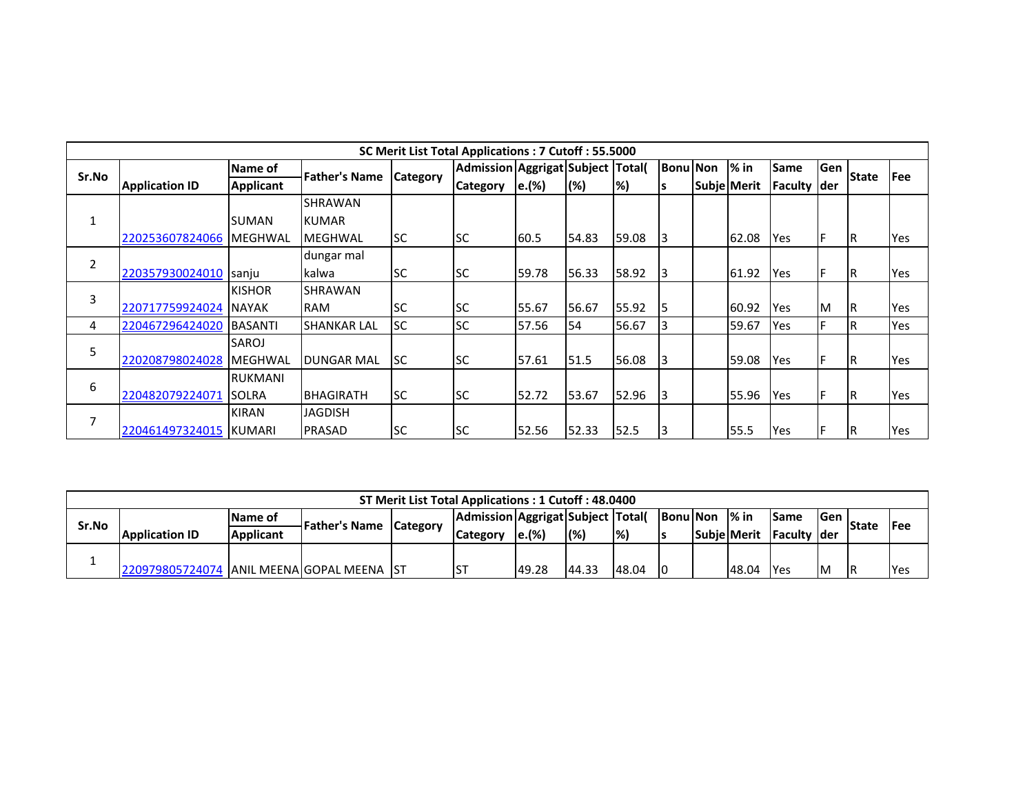| SC Merit List Total Applications : 7 Cutoff : 55.5000 | | | | | | | | | | | | | | | | |
|---|---|---|---|---|---|---|---|---|---|---|---|---|---|---|---|---|
| Sr.No | Application ID | Name of Applicant | Father's Name | Category | Admission Category | Aggregate.(%) | Subject (%) | Total(%) | Bonus | Non Subje | % in Merit | Same Faculty | Gender | State | Fee |
| 1 | 220253607824066 | SUMAN MEGHWAL | SHRAWAN KUMAR MEGHWAL | SC | SC | 60.5 | 54.83 | 59.08 | 3 | | 62.08 | Yes | F | R | Yes |
| 2 | 220357930024010 | sanju | dungar mal kalwa | SC | SC | 59.78 | 56.33 | 58.92 | 3 | | 61.92 | Yes | F | R | Yes |
| 3 | 220717759924024 | KISHOR NAYAK | SHRAWAN RAM | SC | SC | 55.67 | 56.67 | 55.92 | 5 | | 60.92 | Yes | M | R | Yes |
| 4 | 220467296424020 | BASANTI | SHANKAR LAL | SC | SC | 57.56 | 54 | 56.67 | 3 | | 59.67 | Yes | F | R | Yes |
| 5 | 220208798024028 | SAROJ MEGHWAL | DUNGAR MAL | SC | SC | 57.61 | 51.5 | 56.08 | 3 | | 59.08 | Yes | F | R | Yes |
| 6 | 220482079224071 | RUKMANI SOLRA | BHAGIRATH | SC | SC | 52.72 | 53.67 | 52.96 | 3 | | 55.96 | Yes | F | R | Yes |
| 7 | 220461497324015 | KIRAN KUMARI | JAGDISH PRASAD | SC | SC | 52.56 | 52.33 | 52.5 | 3 | | 55.5 | Yes | F | R | Yes |

| ST Merit List Total Applications : 1 Cutoff : 48.0400 | | | | | | | | | | | | | | | | |
|---|---|---|---|---|---|---|---|---|---|---|---|---|---|---|---|---|
| Sr.No | Application ID | Name of Applicant | Father's Name | Category | Admission Category | Aggregate.(%) | Subject (%) | Total(%) | Bonus | Non Subje | % in Merit | Same Faculty | Gender | State | Fee |
| 1 | 220979805724074 | ANIL MEENA | GOPAL MEENA | ST | ST | 49.28 | 44.33 | 48.04 | 0 | | 48.04 | Yes | M | R | Yes |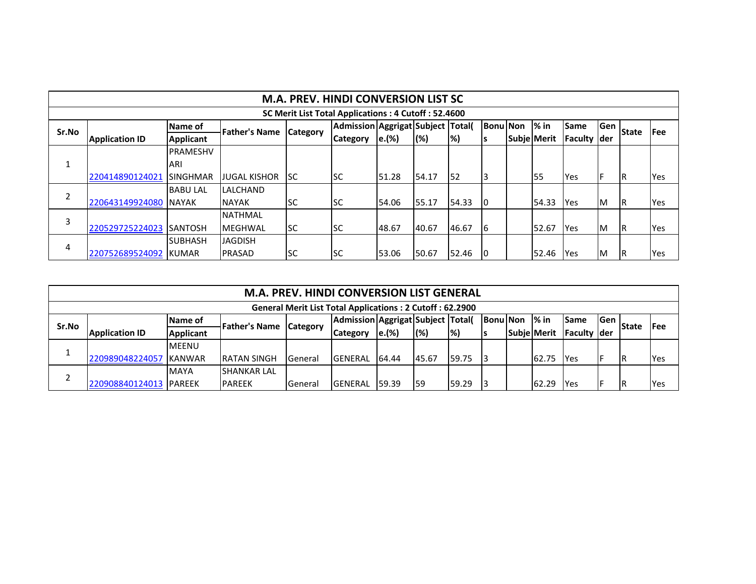## M.A. PREV. HINDI CONVERSION LIST SC

**SC Merit List Total Applications : 4 Cutoff : 52.4600**

| Sr.No | Application ID | Name of Applicant | Father's Name | Category | Admission Category | Aggrigate.(%) | Subject (%) | Total(%) | Bonus | Non Subje | % in Merit | Same Faculty | Gender | State | Fee |
|---|---|---|---|---|---|---|---|---|---|---|---|---|---|---|---|
| 1 | 220414890124021 | PRAMESHVARI SINGHMAR | JUGAL KISHOR | SC | SC | 51.28 | 54.17 | 52 | 3 | | 55 | Yes | F | R | Yes |
| 2 | 220643149924080 | BABU LAL NAYAK | LALCHAND NAYAK | SC | SC | 54.06 | 55.17 | 54.33 | 0 | | 54.33 | Yes | M | R | Yes |
| 3 | 220529725224023 | SANTOSH | NATHMAL MEGHWAL | SC | SC | 48.67 | 40.67 | 46.67 | 6 | | 52.67 | Yes | M | R | Yes |
| 4 | 220752689524092 | SUBHASH KUMAR | JAGDISH PRASAD | SC | SC | 53.06 | 50.67 | 52.46 | 0 | | 52.46 | Yes | M | R | Yes |

## M.A. PREV. HINDI CONVERSION LIST GENERAL

**General Merit List Total Applications : 2 Cutoff : 62.2900**

| Sr.No | Application ID | Name of Applicant | Father's Name | Category | Admission Category | Aggrigate.(%) | Subject (%) | Total(%) | Bonus | Non Subje | % in Merit | Same Faculty | Gender | State | Fee |
|---|---|---|---|---|---|---|---|---|---|---|---|---|---|---|---|
| 1 | 220989048224057 | MEENU KANWAR | RATAN SINGH | General | GENERAL | 64.44 | 45.67 | 59.75 | 3 | | 62.75 | Yes | F | R | Yes |
| 2 | 220908840124013 | MAYA PAREEK | SHANKAR LAL PAREEK | General | GENERAL | 59.39 | 59 | 59.29 | 3 | | 62.29 | Yes | F | R | Yes |